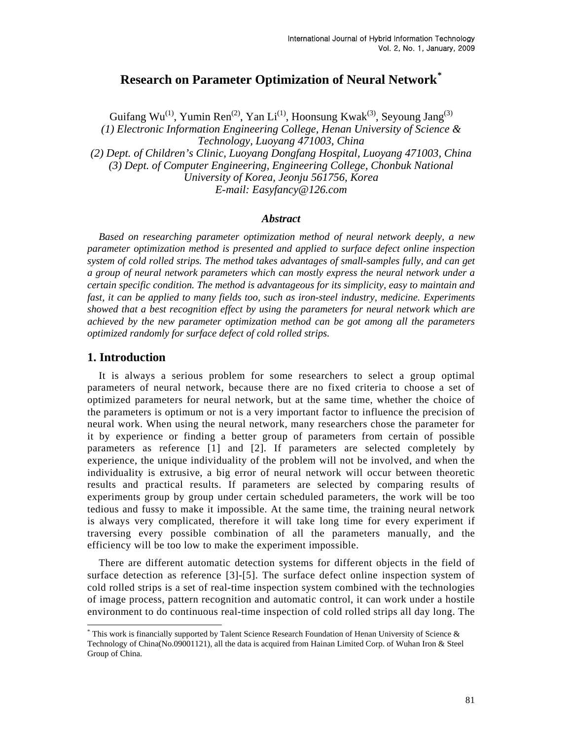# Research on Parameter Optimization of Neural Network*

Guifang Wu(1), Yumin Ren(2), Yan Li(1), Hoonsung Kwak(3), Seyoung Jang(3)

*(1) Electronic Information Engineering College, Henan University of Science & Technology, Luoyang 471003, China*

*(2) Dept. of Children's Clinic, Luoyang Dongfang Hospital, Luoyang 471003, China*

*(3) Dept. of Computer Engineering, Engineering College, Chonbuk National University of Korea, Jeonju 561756, Korea*

*E-mail: Easyfancy@126.com*

### *Abstract*

*Based on researching parameter optimization method of neural network deeply, a new parameter optimization method is presented and applied to surface defect online inspection system of cold rolled strips. The method takes advantages of small-samples fully, and can get a group of neural network parameters which can mostly express the neural network under a certain specific condition. The method is advantageous for its simplicity, easy to maintain and fast, it can be applied to many fields too, such as iron-steel industry, medicine. Experiments showed that a best recognition effect by using the parameters for neural network which are achieved by the new parameter optimization method can be got among all the parameters optimized randomly for surface defect of cold rolled strips.*

## 1. Introduction

It is always a serious problem for some researchers to select a group optimal parameters of neural network, because there are no fixed criteria to choose a set of optimized parameters for neural network, but at the same time, whether the choice of the parameters is optimum or not is a very important factor to influence the precision of neural work. When using the neural network, many researchers chose the parameter for it by experience or finding a better group of parameters from certain of possible parameters as reference [1] and [2]. If parameters are selected completely by experience, the unique individuality of the problem will not be involved, and when the individuality is extrusive, a big error of neural network will occur between theoretic results and practical results. If parameters are selected by comparing results of experiments group by group under certain scheduled parameters, the work will be too tedious and fussy to make it impossible. At the same time, the training neural network is always very complicated, therefore it will take long time for every experiment if traversing every possible combination of all the parameters manually, and the efficiency will be too low to make the experiment impossible.

There are different automatic detection systems for different objects in the field of surface detection as reference [3]-[5]. The surface defect online inspection system of cold rolled strips is a set of real-time inspection system combined with the technologies of image process, pattern recognition and automatic control, it can work under a hostile environment to do continuous real-time inspection of cold rolled strips all day long. The

---

* This work is financially supported by Talent Science Research Foundation of Henan University of Science & Technology of China(No.09001121), all the data is acquired from Hainan Limited Corp. of Wuhan Iron & Steel Group of China.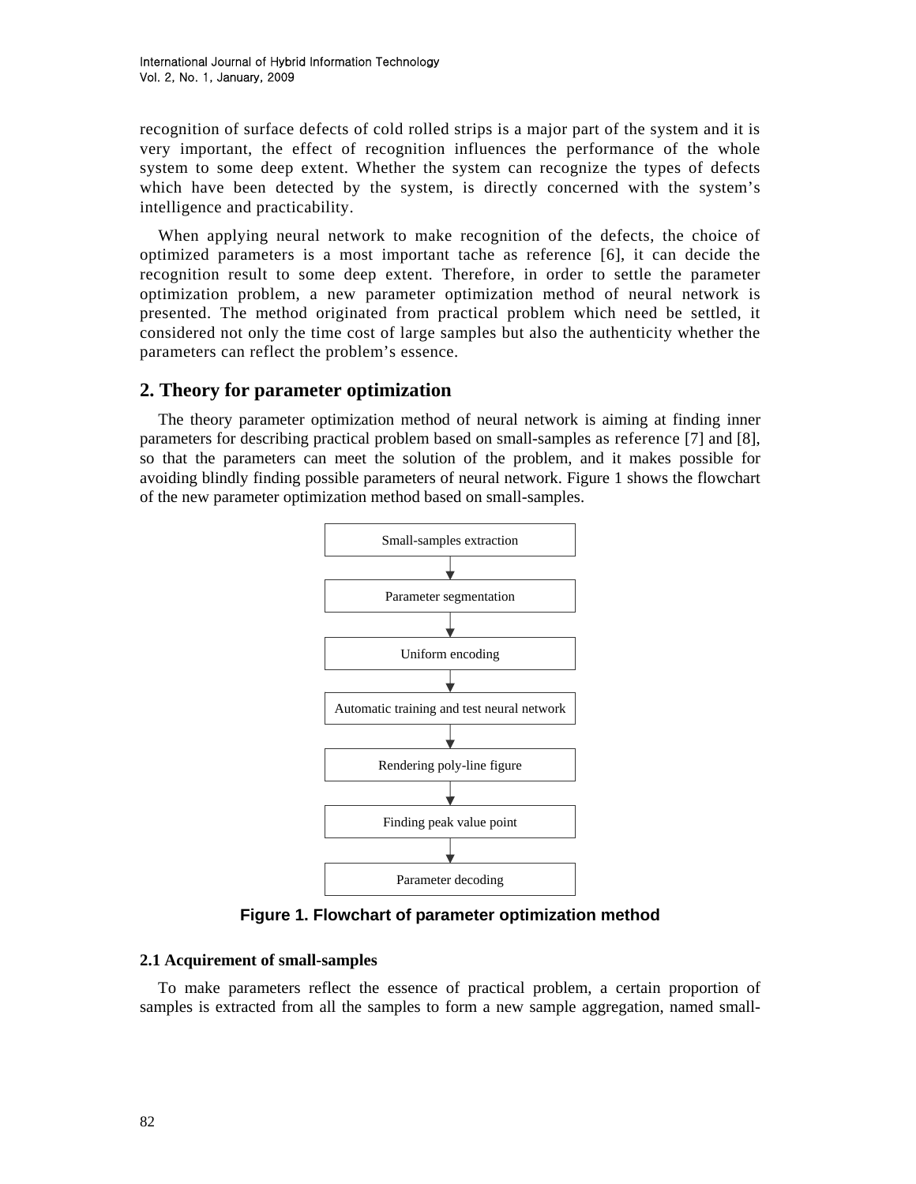recognition of surface defects of cold rolled strips is a major part of the system and it is very important, the effect of recognition influences the performance of the whole system to some deep extent. Whether the system can recognize the types of defects which have been detected by the system, is directly concerned with the system's intelligence and practicability.

When applying neural network to make recognition of the defects, the choice of optimized parameters is a most important tache as reference [6], it can decide the recognition result to some deep extent. Therefore, in order to settle the parameter optimization problem, a new parameter optimization method of neural network is presented. The method originated from practical problem which need be settled, it considered not only the time cost of large samples but also the authenticity whether the parameters can reflect the problem's essence.

## 2. Theory for parameter optimization

The theory parameter optimization method of neural network is aiming at finding inner parameters for describing practical problem based on small-samples as reference [7] and [8], so that the parameters can meet the solution of the problem, and it makes possible for avoiding blindly finding possible parameters of neural network. Figure 1 shows the flowchart of the new parameter optimization method based on small-samples.

Small-samples extraction

↓

Parameter segmentation

↓

Uniform encoding

↓

Automatic training and test neural network

↓

Rendering poly-line figure

↓

Finding peak value point

↓

Parameter decoding

**Figure 1. Flowchart of parameter optimization method**

### 2.1 Acquirement of small-samples

To make parameters reflect the essence of practical problem, a certain proportion of samples is extracted from all the samples to form a new sample aggregation, named small-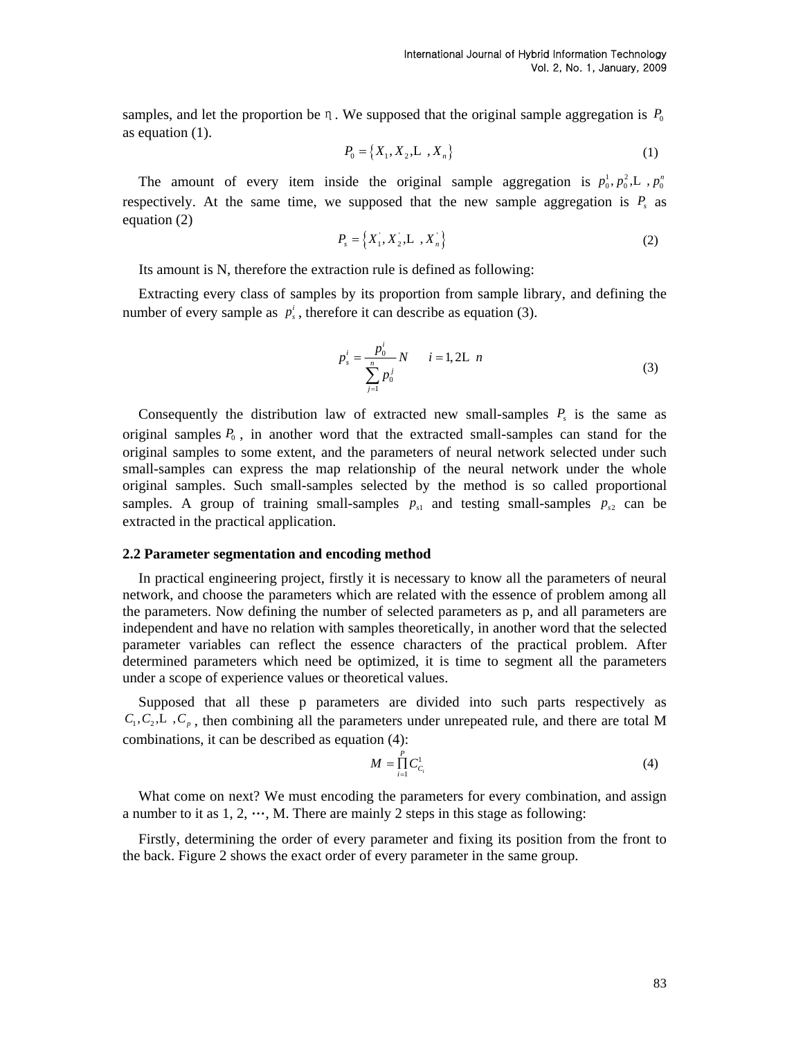samples, and let the proportion be η. We supposed that the original sample aggregation is $P_0$ as equation (1).

$$P_0 = \{X_1, X_2, \cdots, X_n\} \tag{1}$$

The amount of every item inside the original sample aggregation is $p_0^1, p_0^2, \cdots, p_0^n$ respectively. At the same time, we supposed that the new sample aggregation is $P_s$ as equation (2)

$$P_s = \{X_1^{'}, X_2^{'}, \cdots, X_n^{'}\} \tag{2}$$

Its amount is N, therefore the extraction rule is defined as following:

Extracting every class of samples by its proportion from sample library, and defining the number of every sample as $p_s^i$, therefore it can describe as equation (3).

$$p_s^i = \frac{p_0^i}{\sum_{j=1}^{n} p_0^j} N \qquad i = 1, 2 \cdots n \tag{3}$$

Consequently the distribution law of extracted new small-samples $P_s$ is the same as original samples $P_0$, in another word that the extracted small-samples can stand for the original samples to some extent, and the parameters of neural network selected under such small-samples can express the map relationship of the neural network under the whole original samples. Such small-samples selected by the method is so called proportional samples. A group of training small-samples $p_{s1}$ and testing small-samples $p_{s2}$ can be extracted in the practical application.

**2.2 Parameter segmentation and encoding method**

In practical engineering project, firstly it is necessary to know all the parameters of neural network, and choose the parameters which are related with the essence of problem among all the parameters. Now defining the number of selected parameters as p, and all parameters are independent and have no relation with samples theoretically, in another word that the selected parameter variables can reflect the essence characters of the practical problem. After determined parameters which need be optimized, it is time to segment all the parameters under a scope of experience values or theoretical values.

Supposed that all these p parameters are divided into such parts respectively as $C_1, C_2, \cdots, C_p$, then combining all the parameters under unrepeated rule, and there are total M combinations, it can be described as equation (4):

$$M = \prod_{i=1}^{P} C_{C_i}^1 \tag{4}$$

What come on next? We must encoding the parameters for every combination, and assign a number to it as 1, 2, ⋯, M. There are mainly 2 steps in this stage as following:

Firstly, determining the order of every parameter and fixing its position from the front to the back. Figure 2 shows the exact order of every parameter in the same group.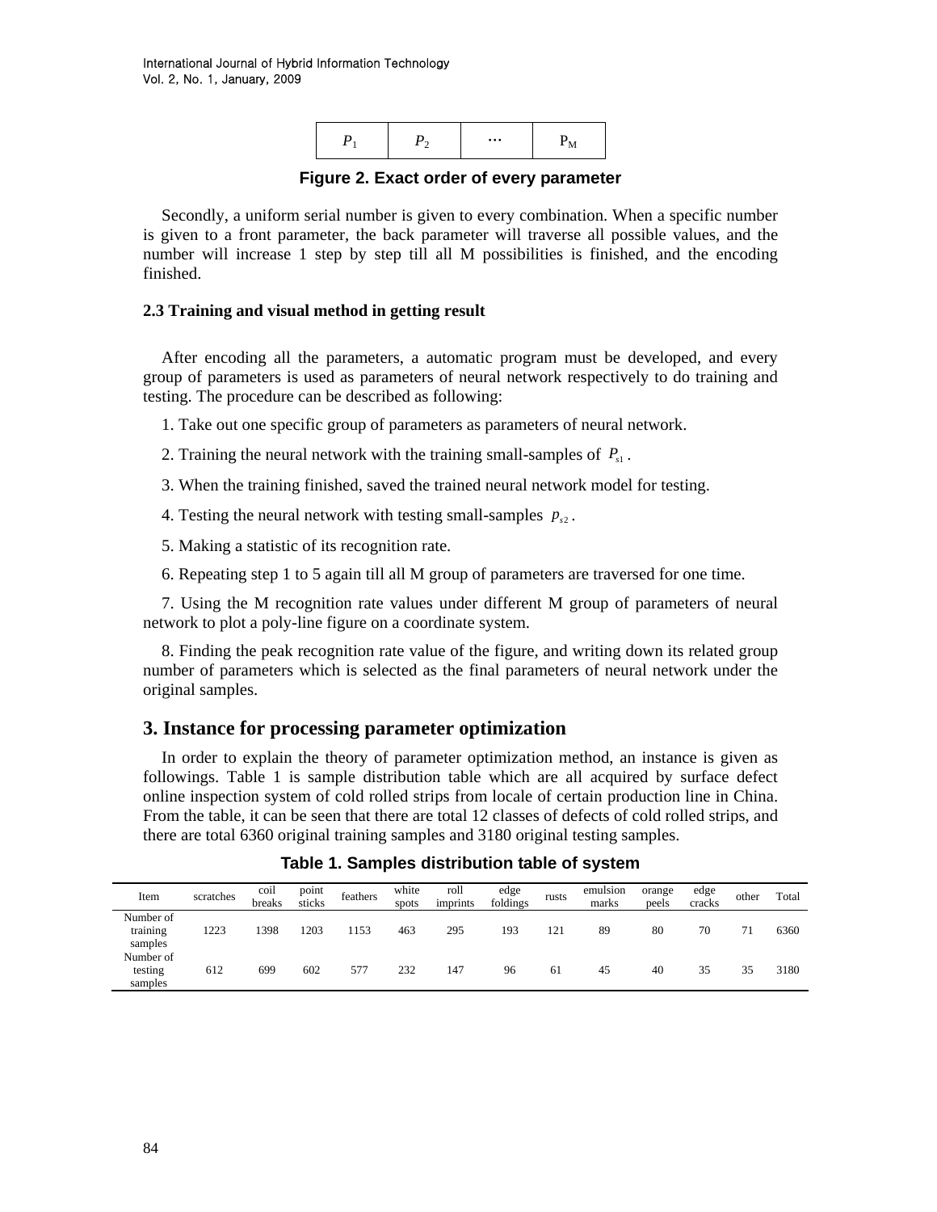| $P_1$ | $P_2$ | … | $P_M$ |
|---|---|---|---|

**Figure 2. Exact order of every parameter**

Secondly, a uniform serial number is given to every combination. When a specific number is given to a front parameter, the back parameter will traverse all possible values, and the number will increase 1 step by step till all M possibilities is finished, and the encoding finished.

### 2.3 Training and visual method in getting result

After encoding all the parameters, a automatic program must be developed, and every group of parameters is used as parameters of neural network respectively to do training and testing. The procedure can be described as following:

1. Take out one specific group of parameters as parameters of neural network.

2. Training the neural network with the training small-samples of $P_{s1}$.

3. When the training finished, saved the trained neural network model for testing.

4. Testing the neural network with testing small-samples $p_{s2}$.

5. Making a statistic of its recognition rate.

6. Repeating step 1 to 5 again till all M group of parameters are traversed for one time.

7. Using the M recognition rate values under different M group of parameters of neural network to plot a poly-line figure on a coordinate system.

8. Finding the peak recognition rate value of the figure, and writing down its related group number of parameters which is selected as the final parameters of neural network under the original samples.

## 3. Instance for processing parameter optimization

In order to explain the theory of parameter optimization method, an instance is given as followings. Table 1 is sample distribution table which are all acquired by surface defect online inspection system of cold rolled strips from locale of certain production line in China. From the table, it can be seen that there are total 12 classes of defects of cold rolled strips, and there are total 6360 original training samples and 3180 original testing samples.

**Table 1. Samples distribution table of system**

| Item | scratches | coil breaks | point sticks | feathers | white spots | roll imprints | edge foldings | rusts | emulsion marks | orange peels | edge cracks | other | Total |
|---|---|---|---|---|---|---|---|---|---|---|---|---|---|
| Number of training samples | 1223 | 1398 | 1203 | 1153 | 463 | 295 | 193 | 121 | 89 | 80 | 70 | 71 | 6360 |
| Number of testing samples | 612 | 699 | 602 | 577 | 232 | 147 | 96 | 61 | 45 | 40 | 35 | 35 | 3180 |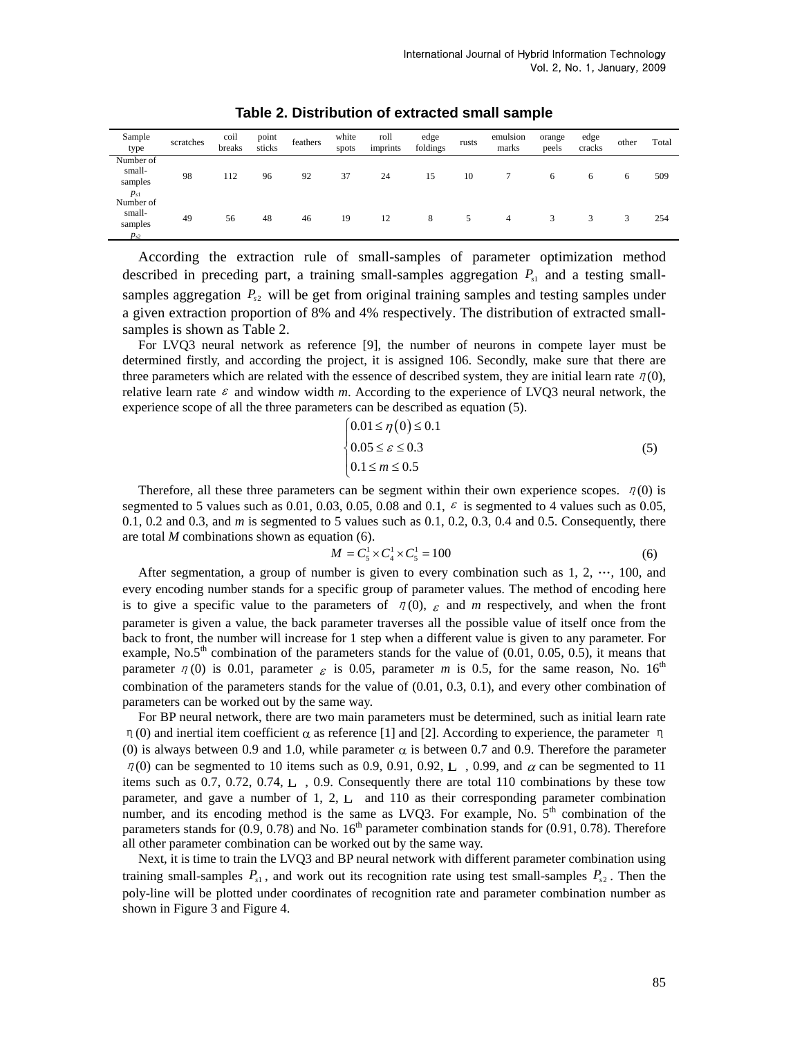**Table 2. Distribution of extracted small sample**

| Sample type | scratches | coil breaks | point sticks | feathers | white spots | roll imprints | edge foldings | rusts | emulsion marks | orange peels | edge cracks | other | Total |
|---|---|---|---|---|---|---|---|---|---|---|---|---|---|
| Number of small-samples $p_{s1}$ | 98 | 112 | 96 | 92 | 37 | 24 | 15 | 10 | 7 | 6 | 6 | 6 | 509 |
| Number of small-samples $p_{s2}$ | 49 | 56 | 48 | 46 | 19 | 12 | 8 | 5 | 4 | 3 | 3 | 3 | 254 |

According the extraction rule of small-samples of parameter optimization method described in preceding part, a training small-samples aggregation $P_{s1}$ and a testing small-samples aggregation $P_{s2}$ will be get from original training samples and testing samples under a given extraction proportion of 8% and 4% respectively. The distribution of extracted small-samples is shown as Table 2.

For LVQ3 neural network as reference [9], the number of neurons in compete layer must be determined firstly, and according the project, it is assigned 106. Secondly, make sure that there are three parameters which are related with the essence of described system, they are initial learn rate $\eta(0)$, relative learn rate $\varepsilon$ and window width *m*. According to the experience of LVQ3 neural network, the experience scope of all the three parameters can be described as equation (5).

$$\begin{cases} 0.01 \le \eta(0) \le 0.1 \\ 0.05 \le \varepsilon \le 0.3 \\ 0.1 \le m \le 0.5 \end{cases} \tag{5}$$

Therefore, all these three parameters can be segment within their own experience scopes. $\eta(0)$ is segmented to 5 values such as 0.01, 0.03, 0.05, 0.08 and 0.1, $\varepsilon$ is segmented to 4 values such as 0.05, 0.1, 0.2 and 0.3, and *m* is segmented to 5 values such as 0.1, 0.2, 0.3, 0.4 and 0.5. Consequently, there are total *M* combinations shown as equation (6).

$$M = C_5^1 \times C_4^1 \times C_5^1 = 100 \tag{6}$$

After segmentation, a group of number is given to every combination such as 1, 2, ⋯, 100, and every encoding number stands for a specific group of parameter values. The method of encoding here is to give a specific value to the parameters of $\eta(0)$, $\varepsilon$ and *m* respectively, and when the front parameter is given a value, the back parameter traverses all the possible value of itself once from the back to front, the number will increase for 1 step when a different value is given to any parameter. For example, No.5th combination of the parameters stands for the value of (0.01, 0.05, 0.5), it means that parameter $\eta(0)$ is 0.01, parameter $\varepsilon$ is 0.05, parameter *m* is 0.5, for the same reason, No. 16th combination of the parameters stands for the value of (0.01, 0.3, 0.1), and every other combination of parameters can be worked out by the same way.

For BP neural network, there are two main parameters must be determined, such as initial learn rate $\eta(0)$ and inertial item coefficient $\alpha$ as reference [1] and [2]. According to experience, the parameter $\eta(0)$ is always between 0.9 and 1.0, while parameter $\alpha$ is between 0.7 and 0.9. Therefore the parameter $\eta(0)$ can be segmented to 10 items such as 0.9, 0.91, 0.92, L , 0.99, and $\alpha$ can be segmented to 11 items such as 0.7, 0.72, 0.74, L , 0.9. Consequently there are total 110 combinations by these tow parameter, and gave a number of 1, 2, L and 110 as their corresponding parameter combination number, and its encoding method is the same as LVQ3. For example, No. 5th combination of the parameters stands for (0.9, 0.78) and No. 16th parameter combination stands for (0.91, 0.78). Therefore all other parameter combination can be worked out by the same way.

Next, it is time to train the LVQ3 and BP neural network with different parameter combination using training small-samples $P_{s1}$, and work out its recognition rate using test small-samples $P_{s2}$. Then the poly-line will be plotted under coordinates of recognition rate and parameter combination number as shown in Figure 3 and Figure 4.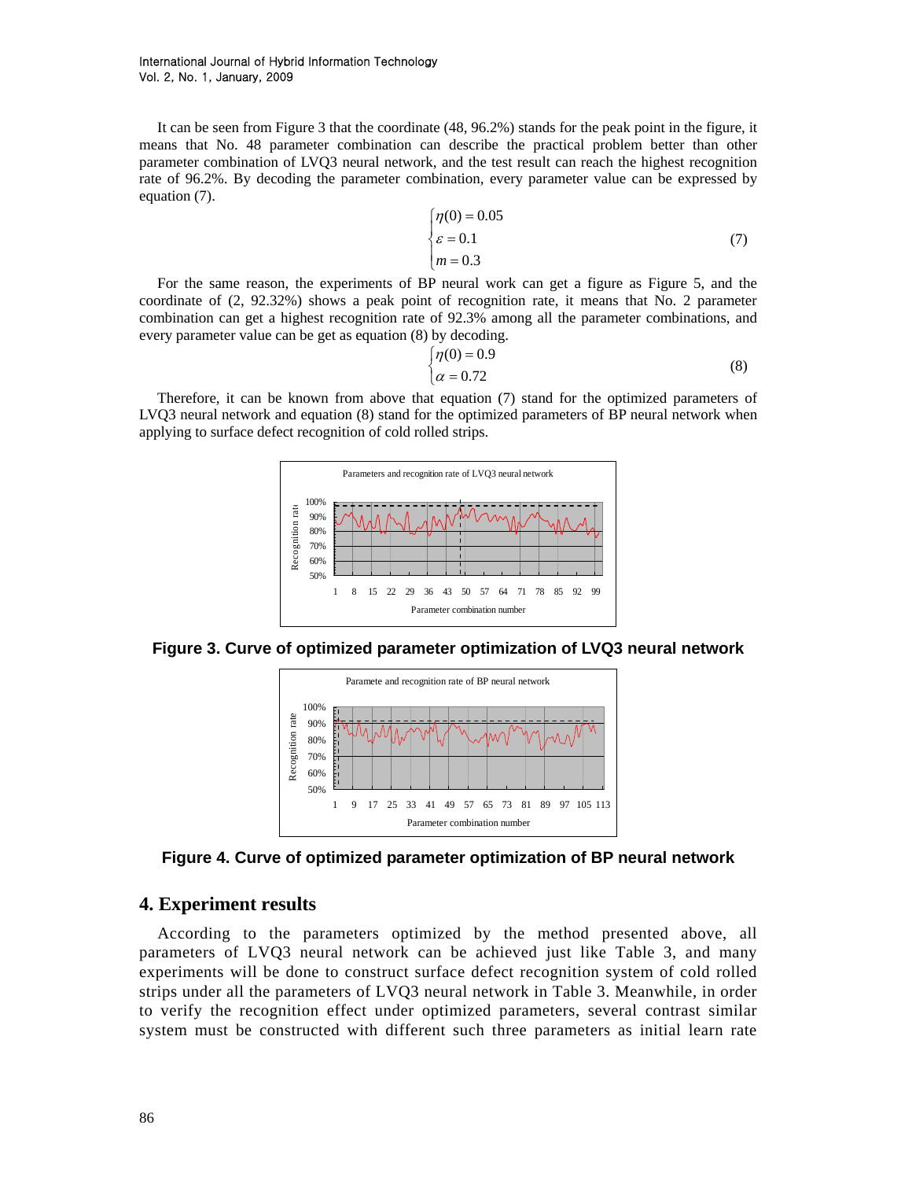It can be seen from Figure 3 that the coordinate (48, 96.2%) stands for the peak point in the figure, it means that No. 48 parameter combination can describe the practical problem better than other parameter combination of LVQ3 neural network, and the test result can reach the highest recognition rate of 96.2%. By decoding the parameter combination, every parameter value can be expressed by equation (7).

$$\begin{cases} \eta(0) = 0.05 \\ \varepsilon = 0.1 \\ m = 0.3 \end{cases} \tag{7}$$

For the same reason, the experiments of BP neural work can get a figure as Figure 5, and the coordinate of (2, 92.32%) shows a peak point of recognition rate, it means that No. 2 parameter combination can get a highest recognition rate of 92.3% among all the parameter combinations, and every parameter value can be get as equation (8) by decoding.

$$\begin{cases} \eta(0) = 0.9 \\ \alpha = 0.72 \end{cases} \tag{8}$$

Therefore, it can be known from above that equation (7) stand for the optimized parameters of LVQ3 neural network and equation (8) stand for the optimized parameters of BP neural network when applying to surface defect recognition of cold rolled strips.

**Figure 3. Curve of optimized parameter optimization of LVQ3 neural network**

**Figure 4. Curve of optimized parameter optimization of BP neural network**

## 4. Experiment results

According to the parameters optimized by the method presented above, all parameters of LVQ3 neural network can be achieved just like Table 3, and many experiments will be done to construct surface defect recognition system of cold rolled strips under all the parameters of LVQ3 neural network in Table 3. Meanwhile, in order to verify the recognition effect under optimized parameters, several contrast similar system must be constructed with different such three parameters as initial learn rate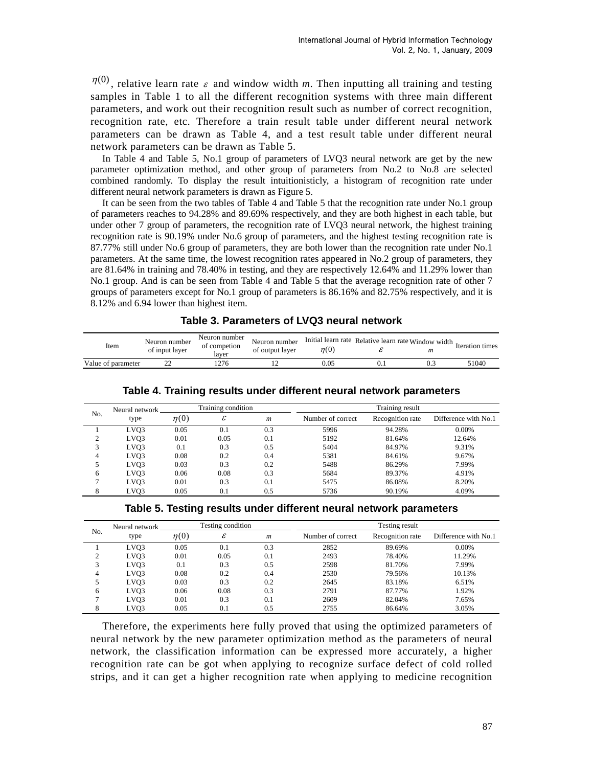$\eta(0)$, relative learn rate $\varepsilon$ and window width *m*. Then inputting all training and testing samples in Table 1 to all the different recognition systems with three main different parameters, and work out their recognition result such as number of correct recognition, recognition rate, etc. Therefore a train result table under different neural network parameters can be drawn as Table 4, and a test result table under different neural network parameters can be drawn as Table 5.

In Table 4 and Table 5, No.1 group of parameters of LVQ3 neural network are get by the new parameter optimization method, and other group of parameters from No.2 to No.8 are selected combined randomly. To display the result intuitionisticly, a histogram of recognition rate under different neural network parameters is drawn as Figure 5.

It can be seen from the two tables of Table 4 and Table 5 that the recognition rate under No.1 group of parameters reaches to 94.28% and 89.69% respectively, and they are both highest in each table, but under other 7 group of parameters, the recognition rate of LVQ3 neural network, the highest training recognition rate is 90.19% under No.6 group of parameters, and the highest testing recognition rate is 87.77% still under No.6 group of parameters, they are both lower than the recognition rate under No.1 parameters. At the same time, the lowest recognition rates appeared in No.2 group of parameters, they are 81.64% in training and 78.40% in testing, and they are respectively 12.64% and 11.29% lower than No.1 group. And is can be seen from Table 4 and Table 5 that the average recognition rate of other 7 groups of parameters except for No.1 group of parameters is 86.16% and 82.75% respectively, and it is 8.12% and 6.94 lower than highest item.

**Table 3. Parameters of LVQ3 neural network**

| Item | Neuron number of input layer | Neuron number of competion layer | Neuron number of output layer | Initial learn rate $\eta(0)$ | Relative learn rate $\varepsilon$ | Window width $m$ | Iteration times |
|---|---|---|---|---|---|---|---|
| Value of parameter | 22 | 1276 | 12 | 0.05 | 0.1 | 0.3 | 51040 |

**Table 4. Training results under different neural network parameters**

| No. | Neural network type | Training condition | | | Training result | | |
|---|---|---|---|---|---|---|---|
| | | $\eta(0)$ | $\varepsilon$ | $m$ | Number of correct | Recognition rate | Difference with No.1 |
| 1 | LVQ3 | 0.05 | 0.1 | 0.3 | 5996 | 94.28% | 0.00% |
| 2 | LVQ3 | 0.01 | 0.05 | 0.1 | 5192 | 81.64% | 12.64% |
| 3 | LVQ3 | 0.1 | 0.3 | 0.5 | 5404 | 84.97% | 9.31% |
| 4 | LVQ3 | 0.08 | 0.2 | 0.4 | 5381 | 84.61% | 9.67% |
| 5 | LVQ3 | 0.03 | 0.3 | 0.2 | 5488 | 86.29% | 7.99% |
| 6 | LVQ3 | 0.06 | 0.08 | 0.3 | 5684 | 89.37% | 4.91% |
| 7 | LVQ3 | 0.01 | 0.3 | 0.1 | 5475 | 86.08% | 8.20% |
| 8 | LVQ3 | 0.05 | 0.1 | 0.5 | 5736 | 90.19% | 4.09% |

**Table 5. Testing results under different neural network parameters**

| No. | Neural network type | Testing condition | | | Testing result | | |
|---|---|---|---|---|---|---|---|
| | | $\eta(0)$ | $\varepsilon$ | $m$ | Number of correct | Recognition rate | Difference with No.1 |
| 1 | LVQ3 | 0.05 | 0.1 | 0.3 | 2852 | 89.69% | 0.00% |
| 2 | LVQ3 | 0.01 | 0.05 | 0.1 | 2493 | 78.40% | 11.29% |
| 3 | LVQ3 | 0.1 | 0.3 | 0.5 | 2598 | 81.70% | 7.99% |
| 4 | LVQ3 | 0.08 | 0.2 | 0.4 | 2530 | 79.56% | 10.13% |
| 5 | LVQ3 | 0.03 | 0.3 | 0.2 | 2645 | 83.18% | 6.51% |
| 6 | LVQ3 | 0.06 | 0.08 | 0.3 | 2791 | 87.77% | 1.92% |
| 7 | LVQ3 | 0.01 | 0.3 | 0.1 | 2609 | 82.04% | 7.65% |
| 8 | LVQ3 | 0.05 | 0.1 | 0.5 | 2755 | 86.64% | 3.05% |

Therefore, the experiments here fully proved that using the optimized parameters of neural network by the new parameter optimization method as the parameters of neural network, the classification information can be expressed more accurately, a higher recognition rate can be got when applying to recognize surface defect of cold rolled strips, and it can get a higher recognition rate when applying to medicine recognition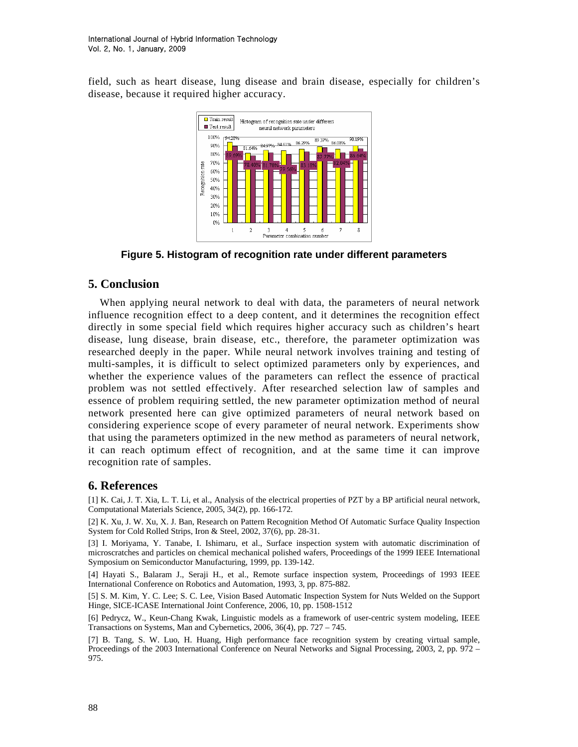field, such as heart disease, lung disease and brain disease, especially for children's disease, because it required higher accuracy.

**Figure 5. Histogram of recognition rate under different parameters**

## 5. Conclusion

When applying neural network to deal with data, the parameters of neural network influence recognition effect to a deep content, and it determines the recognition effect directly in some special field which requires higher accuracy such as children's heart disease, lung disease, brain disease, etc., therefore, the parameter optimization was researched deeply in the paper. While neural network involves training and testing of multi-samples, it is difficult to select optimized parameters only by experiences, and whether the experience values of the parameters can reflect the essence of practical problem was not settled effectively. After researched selection law of samples and essence of problem requiring settled, the new parameter optimization method of neural network presented here can give optimized parameters of neural network based on considering experience scope of every parameter of neural network. Experiments show that using the parameters optimized in the new method as parameters of neural network, it can reach optimum effect of recognition, and at the same time it can improve recognition rate of samples.

## 6. References

[1] K. Cai, J. T. Xia, L. T. Li, et al., Analysis of the electrical properties of PZT by a BP artificial neural network, Computational Materials Science, 2005, 34(2), pp. 166-172.

[2] K. Xu, J. W. Xu, X. J. Ban, Research on Pattern Recognition Method Of Automatic Surface Quality Inspection System for Cold Rolled Strips, Iron & Steel, 2002, 37(6), pp. 28-31.

[3] I. Moriyama, Y. Tanabe, I. Ishimaru, et al., Surface inspection system with automatic discrimination of microscratches and particles on chemical mechanical polished wafers, Proceedings of the 1999 IEEE International Symposium on Semiconductor Manufacturing, 1999, pp. 139-142.

[4] Hayati S., Balaram J., Seraji H., et al., Remote surface inspection system, Proceedings of 1993 IEEE International Conference on Robotics and Automation, 1993, 3, pp. 875-882.

[5] S. M. Kim, Y. C. Lee; S. C. Lee, Vision Based Automatic Inspection System for Nuts Welded on the Support Hinge, SICE-ICASE International Joint Conference, 2006, 10, pp. 1508-1512

[6] Pedrycz, W., Keun-Chang Kwak, Linguistic models as a framework of user-centric system modeling, IEEE Transactions on Systems, Man and Cybernetics, 2006, 36(4), pp. 727 – 745.

[7] B. Tang, S. W. Luo, H. Huang, High performance face recognition system by creating virtual sample, Proceedings of the 2003 International Conference on Neural Networks and Signal Processing, 2003, 2, pp. 972 – 975.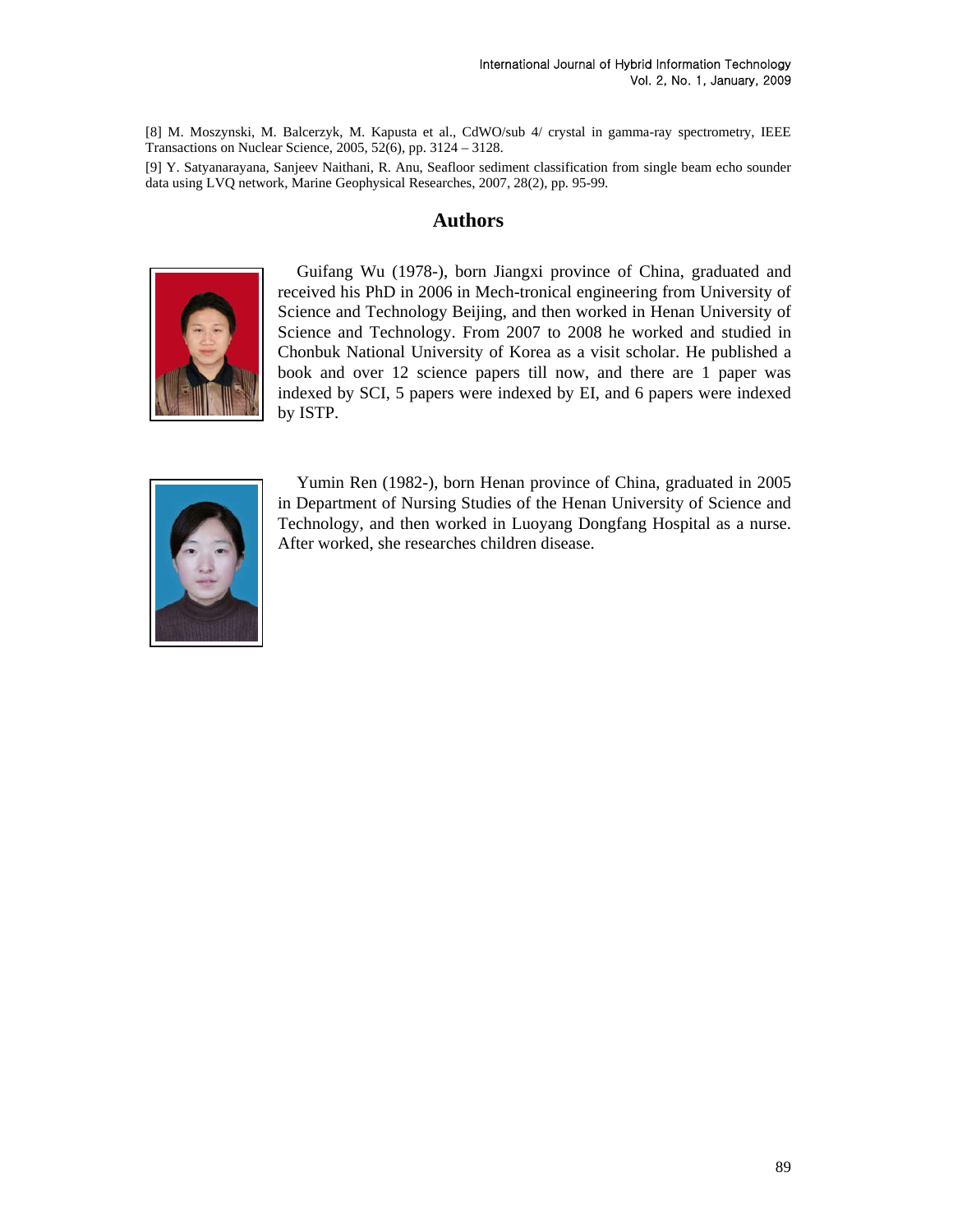[8] M. Moszynski, M. Balcerzyk, M. Kapusta et al., CdWO/sub 4/ crystal in gamma-ray spectrometry, IEEE Transactions on Nuclear Science, 2005, 52(6), pp. 3124 – 3128.

[9] Y. Satyanarayana, Sanjeev Naithani, R. Anu, Seafloor sediment classification from single beam echo sounder data using LVQ network, Marine Geophysical Researches, 2007, 28(2), pp. 95-99.

## Authors

Guifang Wu (1978-), born Jiangxi province of China, graduated and received his PhD in 2006 in Mech-tronical engineering from University of Science and Technology Beijing, and then worked in Henan University of Science and Technology. From 2007 to 2008 he worked and studied in Chonbuk National University of Korea as a visit scholar. He published a book and over 12 science papers till now, and there are 1 paper was indexed by SCI, 5 papers were indexed by EI, and 6 papers were indexed by ISTP.

Yumin Ren (1982-), born Henan province of China, graduated in 2005 in Department of Nursing Studies of the Henan University of Science and Technology, and then worked in Luoyang Dongfang Hospital as a nurse. After worked, she researches children disease.